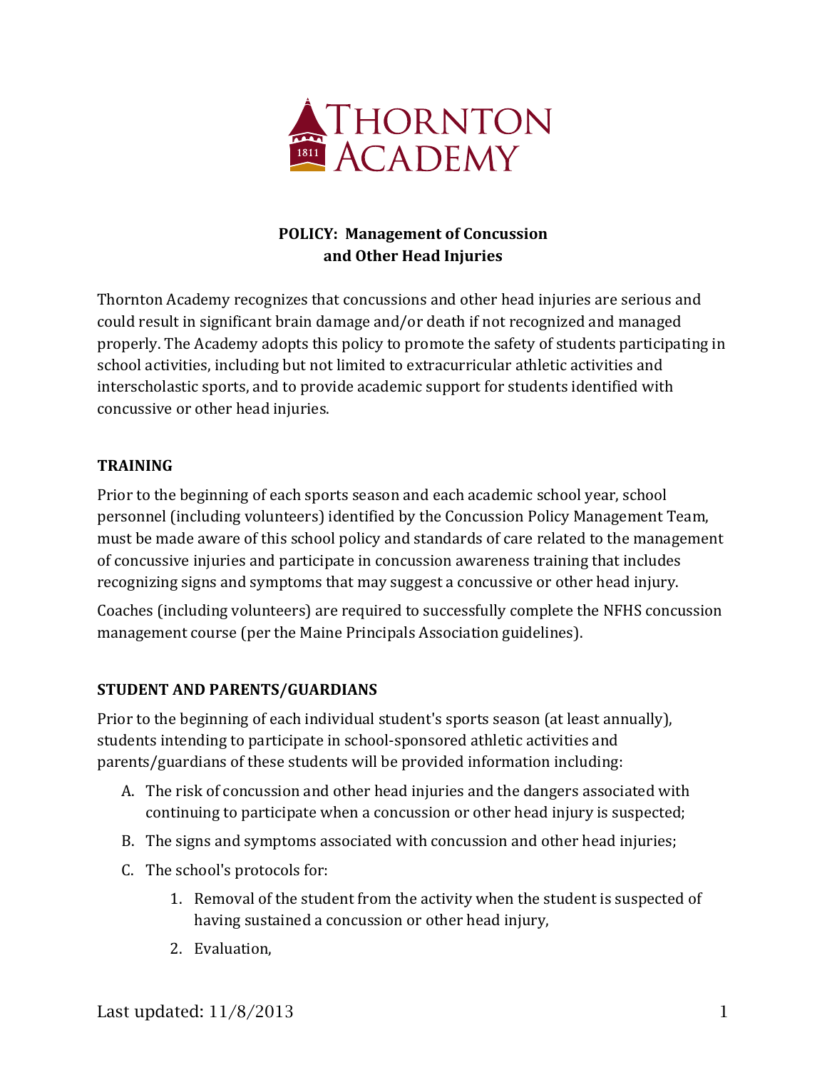# Thornton Academy

## POLICY: Management of Concussion and Other Head Injuries

Thornton Academy recognizes that concussions and other head injuries are serious and could result in significant brain damage and/or death if not recognized and managed properly. The Academy adopts this policy to promote the safety of students participating in school activities, including but not limited to extracurricular athletic activities and interscholastic sports, and to provide academic support for students identified with concussive or other head injuries.

### TRAINING

Prior to the beginning of each sports season and each academic school year, school personnel (including volunteers) identified by the Concussion Policy Management Team, must be made aware of this school policy and standards of care related to the management of concussive injuries and participate in concussion awareness training that includes recognizing signs and symptoms that may suggest a concussive or other head injury.

Coaches (including volunteers) are required to successfully complete the NFHS concussion management course (per the Maine Principals Association guidelines).

### STUDENT AND PARENTS/GUARDIANS

Prior to the beginning of each individual student's sports season (at least annually), students intending to participate in school-sponsored athletic activities and parents/guardians of these students will be provided information including:

A. The risk of concussion and other head injuries and the dangers associated with continuing to participate when a concussion or other head injury is suspected;

B. The signs and symptoms associated with concussion and other head injuries;

C. The school's protocols for:

   1. Removal of the student from the activity when the student is suspected of having sustained a concussion or other head injury,

   2. Evaluation,

Last updated: 11/8/2013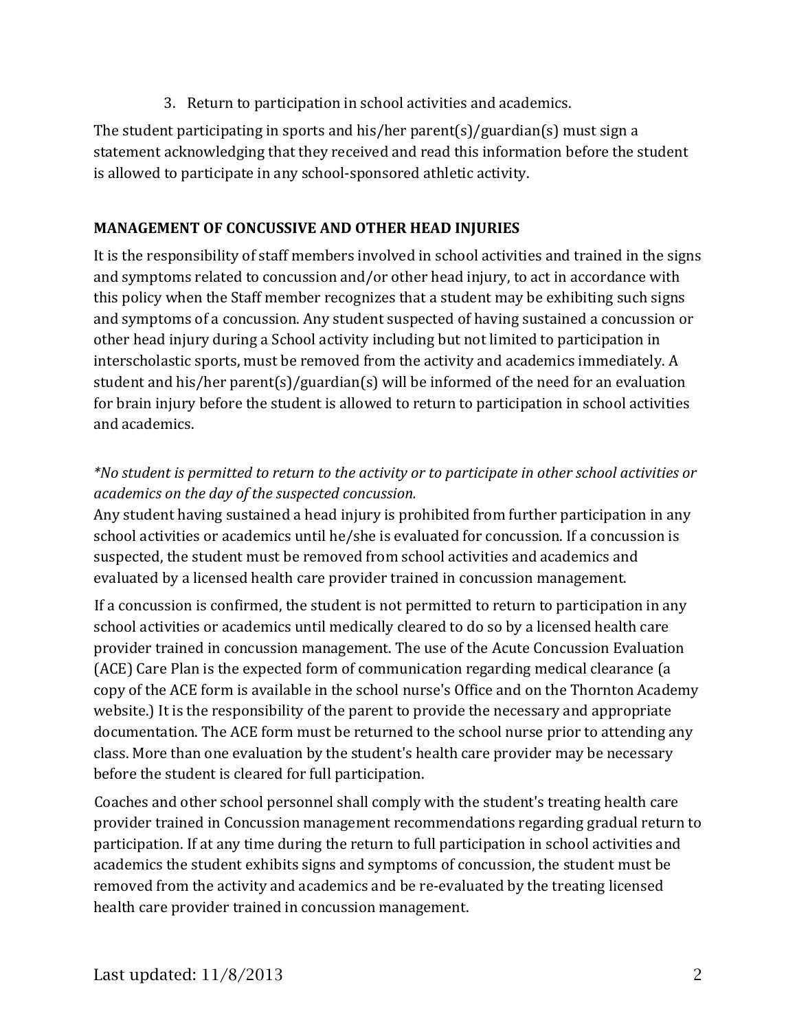3. Return to participation in school activities and academics.

The student participating in sports and his/her parent(s)/guardian(s) must sign a statement acknowledging that they received and read this information before the student is allowed to participate in any school-sponsored athletic activity.

**MANAGEMENT OF CONCUSSIVE AND OTHER HEAD INJURIES**

It is the responsibility of staff members involved in school activities and trained in the signs and symptoms related to concussion and/or other head injury, to act in accordance with this policy when the Staff member recognizes that a student may be exhibiting such signs and symptoms of a concussion. Any student suspected of having sustained a concussion or other head injury during a School activity including but not limited to participation in interscholastic sports, must be removed from the activity and academics immediately. A student and his/her parent(s)/guardian(s) will be informed of the need for an evaluation for brain injury before the student is allowed to return to participation in school activities and academics.

*\*No student is permitted to return to the activity or to participate in other school activities or academics on the day of the suspected concussion.*

Any student having sustained a head injury is prohibited from further participation in any school activities or academics until he/she is evaluated for concussion. If a concussion is suspected, the student must be removed from school activities and academics and evaluated by a licensed health care provider trained in concussion management.

If a concussion is confirmed, the student is not permitted to return to participation in any school activities or academics until medically cleared to do so by a licensed health care provider trained in concussion management. The use of the Acute Concussion Evaluation (ACE) Care Plan is the expected form of communication regarding medical clearance (a copy of the ACE form is available in the school nurse's Office and on the Thornton Academy website.) It is the responsibility of the parent to provide the necessary and appropriate documentation. The ACE form must be returned to the school nurse prior to attending any class. More than one evaluation by the student's health care provider may be necessary before the student is cleared for full participation.

Coaches and other school personnel shall comply with the student's treating health care provider trained in Concussion management recommendations regarding gradual return to participation. If at any time during the return to full participation in school activities and academics the student exhibits signs and symptoms of concussion, the student must be removed from the activity and academics and be re-evaluated by the treating licensed health care provider trained in concussion management.

Last updated: 11/8/2013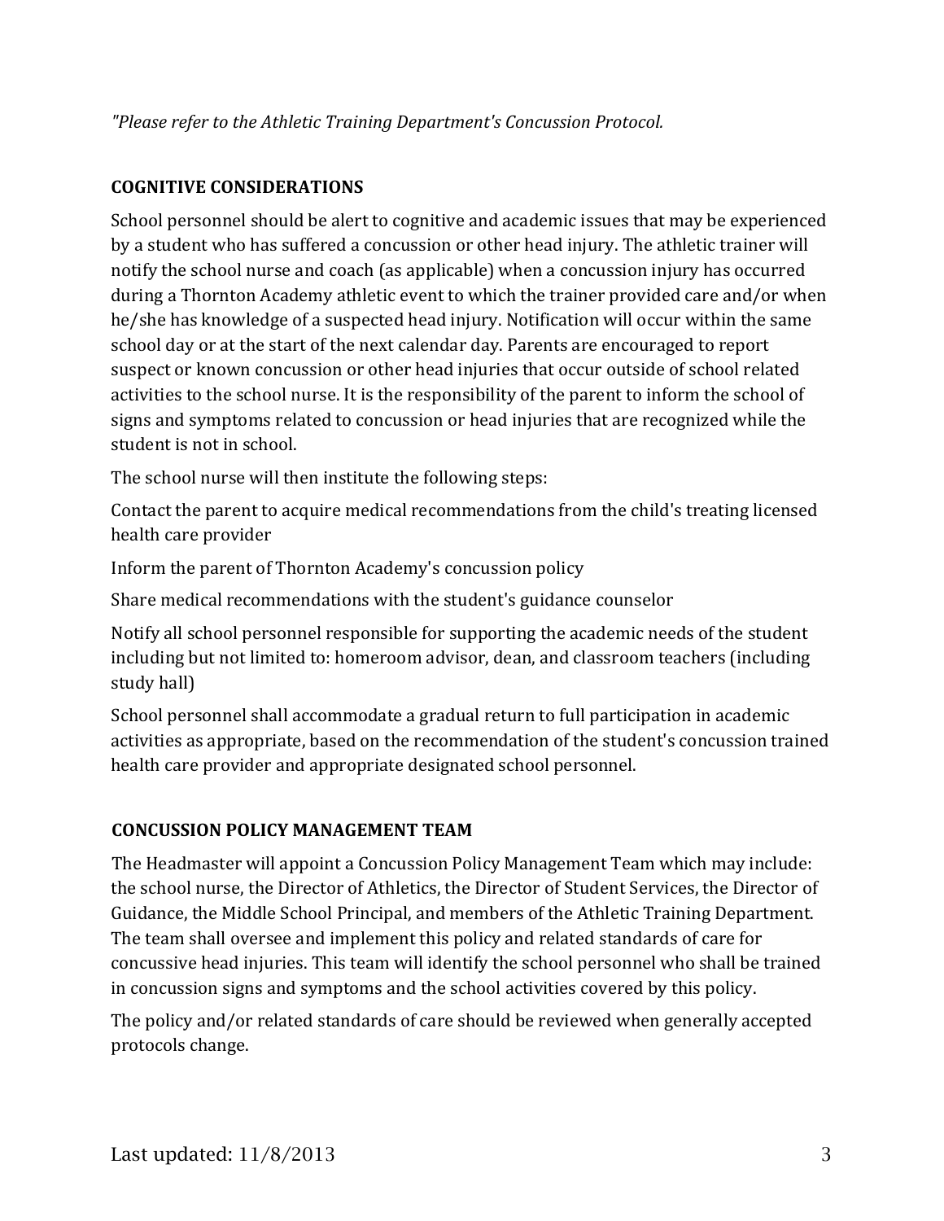*"Please refer to the Athletic Training Department's Concussion Protocol.*

## COGNITIVE CONSIDERATIONS

School personnel should be alert to cognitive and academic issues that may be experienced by a student who has suffered a concussion or other head injury. The athletic trainer will notify the school nurse and coach (as applicable) when a concussion injury has occurred during a Thornton Academy athletic event to which the trainer provided care and/or when he/she has knowledge of a suspected head injury. Notification will occur within the same school day or at the start of the next calendar day. Parents are encouraged to report suspect or known concussion or other head injuries that occur outside of school related activities to the school nurse. It is the responsibility of the parent to inform the school of signs and symptoms related to concussion or head injuries that are recognized while the student is not in school.

The school nurse will then institute the following steps:

Contact the parent to acquire medical recommendations from the child's treating licensed health care provider

Inform the parent of Thornton Academy's concussion policy

Share medical recommendations with the student's guidance counselor

Notify all school personnel responsible for supporting the academic needs of the student including but not limited to: homeroom advisor, dean, and classroom teachers (including study hall)

School personnel shall accommodate a gradual return to full participation in academic activities as appropriate, based on the recommendation of the student's concussion trained health care provider and appropriate designated school personnel.

## CONCUSSION POLICY MANAGEMENT TEAM

The Headmaster will appoint a Concussion Policy Management Team which may include: the school nurse, the Director of Athletics, the Director of Student Services, the Director of Guidance, the Middle School Principal, and members of the Athletic Training Department. The team shall oversee and implement this policy and related standards of care for concussive head injuries. This team will identify the school personnel who shall be trained in concussion signs and symptoms and the school activities covered by this policy.

The policy and/or related standards of care should be reviewed when generally accepted protocols change.

Last updated: 11/8/2013